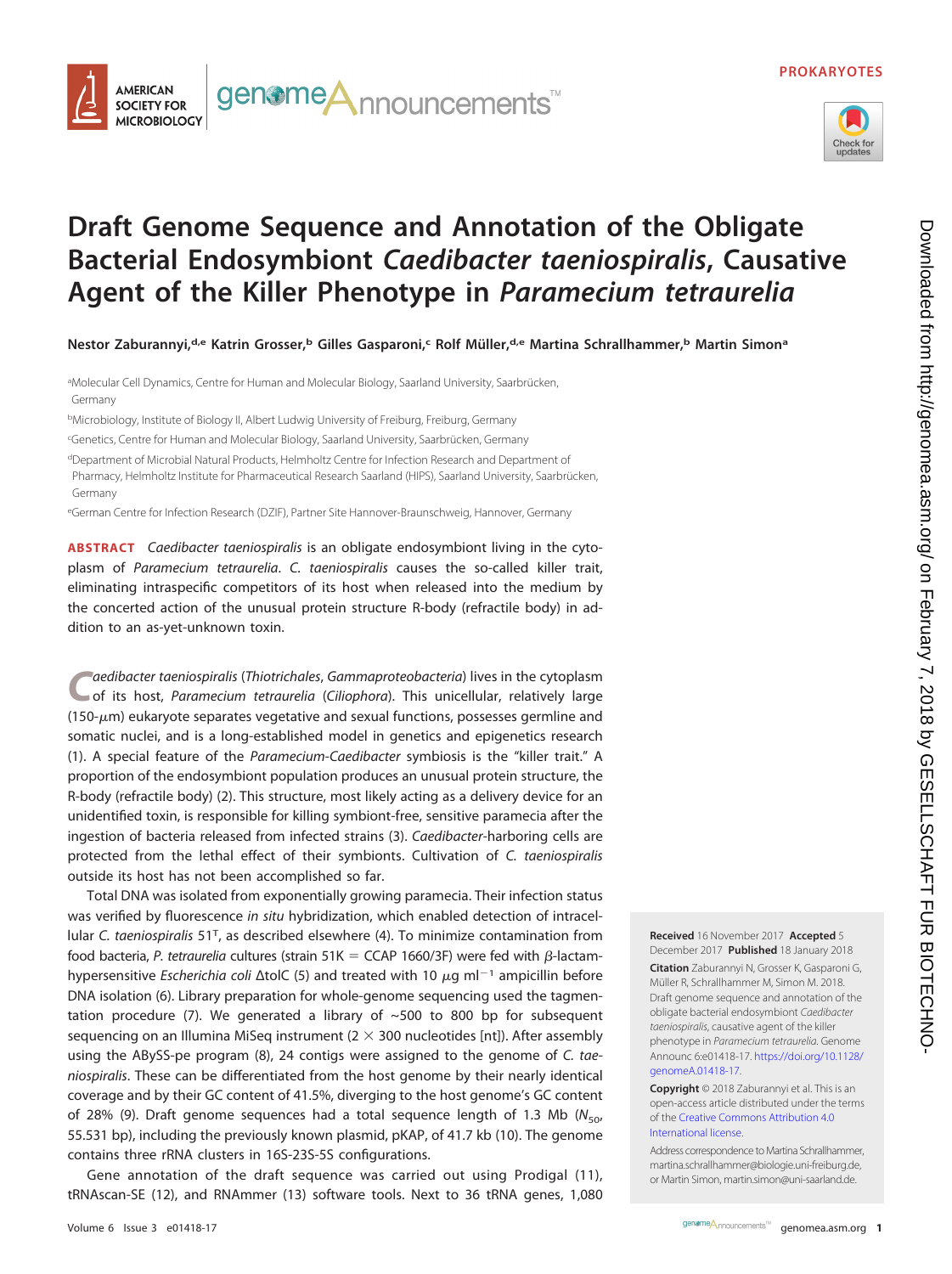PROKARYOTES

# Draft Genome Sequence and Annotation of the Obligate Bacterial Endosymbiont *Caedibacter taeniospiralis*, Causative Agent of the Killer Phenotype in *Paramecium tetraurelia*

**Nestor Zaburannyi,[d,e] Katrin Grosser,[b] Gilles Gasparoni,[c] Rolf Müller,[d,e] Martina Schrallhammer,[b] Martin Simon[a]**

[a]Molecular Cell Dynamics, Centre for Human and Molecular Biology, Saarland University, Saarbrücken, Germany

[b]Microbiology, Institute of Biology II, Albert Ludwig University of Freiburg, Freiburg, Germany

[c]Genetics, Centre for Human and Molecular Biology, Saarland University, Saarbrücken, Germany

[d]Department of Microbial Natural Products, Helmholtz Centre for Infection Research and Department of Pharmacy, Helmholtz Institute for Pharmaceutical Research Saarland (HIPS), Saarland University, Saarbrücken, Germany

[e]German Centre for Infection Research (DZIF), Partner Site Hannover-Braunschweig, Hannover, Germany

**ABSTRACT** *Caedibacter taeniospiralis* is an obligate endosymbiont living in the cytoplasm of *Paramecium tetraurelia*. *C. taeniospiralis* causes the so-called killer trait, eliminating intraspecific competitors of its host when released into the medium by the concerted action of the unusual protein structure R-body (refractile body) in addition to an as-yet-unknown toxin.

*Caedibacter taeniospiralis* (*Thiotrichales*, *Gammaproteobacteria*) lives in the cytoplasm of its host, *Paramecium tetraurelia* (*Ciliophora*). This unicellular, relatively large (150-μm) eukaryote separates vegetative and sexual functions, possesses germline and somatic nuclei, and is a long-established model in genetics and epigenetics research (1). A special feature of the *Paramecium*-*Caedibacter* symbiosis is the "killer trait." A proportion of the endosymbiont population produces an unusual protein structure, the R-body (refractile body) (2). This structure, most likely acting as a delivery device for an unidentified toxin, is responsible for killing symbiont-free, sensitive paramecia after the ingestion of bacteria released from infected strains (3). *Caedibacter*-harboring cells are protected from the lethal effect of their symbionts. Cultivation of *C. taeniospiralis* outside its host has not been accomplished so far.

Total DNA was isolated from exponentially growing paramecia. Their infection status was verified by fluorescence *in situ* hybridization, which enabled detection of intracellular *C. taeniospiralis* 51$^T$, as described elsewhere (4). To minimize contamination from food bacteria, *P. tetraurelia* cultures (strain 51K = CCAP 1660/3F) were fed with β-lactam-hypersensitive *Escherichia coli* ΔtolC (5) and treated with 10 μg ml$^{-1}$ ampicillin before DNA isolation (6). Library preparation for whole-genome sequencing used the tagmentation procedure (7). We generated a library of ~500 to 800 bp for subsequent sequencing on an Illumina MiSeq instrument (2 × 300 nucleotides [nt]). After assembly using the ABySS-pe program (8), 24 contigs were assigned to the genome of *C. taeniospiralis*. These can be differentiated from the host genome by their nearly identical coverage and by their GC content of 41.5%, diverging to the host genome's GC content of 28% (9). Draft genome sequences had a total sequence length of 1.3 Mb ($N_{50}$, 55.531 bp), including the previously known plasmid, pKAP, of 41.7 kb (10). The genome contains three rRNA clusters in 16S-23S-5S configurations.

Gene annotation of the draft sequence was carried out using Prodigal (11), tRNAscan-SE (12), and RNAmmer (13) software tools. Next to 36 tRNA genes, 1,080

**Received** 16 November 2017 **Accepted** 5 December 2017 **Published** 18 January 2018

**Citation** Zaburannyi N, Grosser K, Gasparoni G, Müller R, Schrallhammer M, Simon M. 2018. Draft genome sequence and annotation of the obligate bacterial endosymbiont *Caedibacter taeniospiralis*, causative agent of the killer phenotype in *Paramecium tetraurelia*. Genome Announc 6:e01418-17. https://doi.org/10.1128/genomeA.01418-17.

**Copyright** © 2018 Zaburannyi et al. This is an open-access article distributed under the terms of the Creative Commons Attribution 4.0 International license.

Address correspondence to Martina Schrallhammer, martina.schrallhammer@biologie.uni-freiburg.de, or Martin Simon, martin.simon@uni-saarland.de.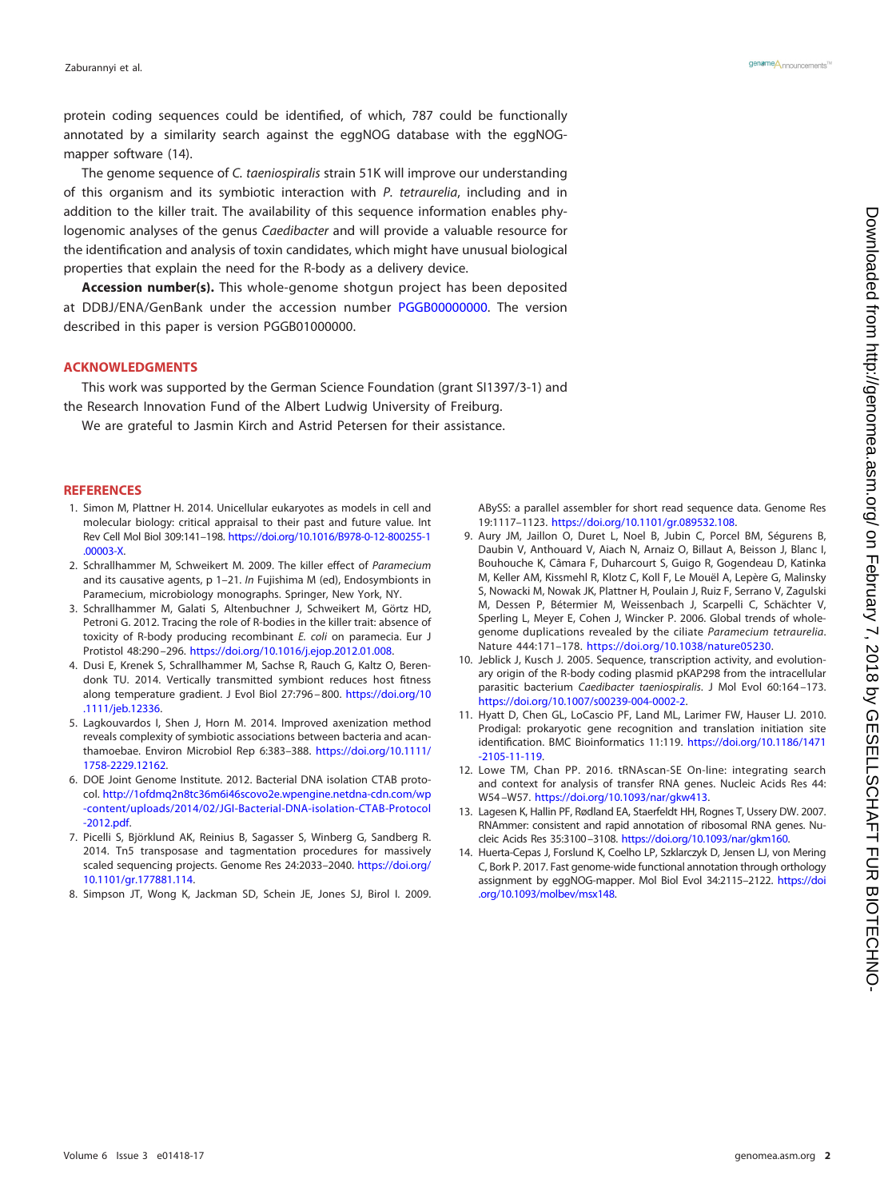protein coding sequences could be identified, of which, 787 could be functionally annotated by a similarity search against the eggNOG database with the eggNOG-mapper software (14).

The genome sequence of *C. taeniospiralis* strain 51K will improve our understanding of this organism and its symbiotic interaction with *P. tetraurelia*, including and in addition to the killer trait. The availability of this sequence information enables phylogenomic analyses of the genus *Caedibacter* and will provide a valuable resource for the identification and analysis of toxin candidates, which might have unusual biological properties that explain the need for the R-body as a delivery device.

**Accession number(s).** This whole-genome shotgun project has been deposited at DDBJ/ENA/GenBank under the accession number PGGB00000000. The version described in this paper is version PGGB01000000.

## ACKNOWLEDGMENTS

This work was supported by the German Science Foundation (grant SI1397/3-1) and the Research Innovation Fund of the Albert Ludwig University of Freiburg.

We are grateful to Jasmin Kirch and Astrid Petersen for their assistance.

## REFERENCES

1. Simon M, Plattner H. 2014. Unicellular eukaryotes as models in cell and molecular biology: critical appraisal to their past and future value. Int Rev Cell Mol Biol 309:141–198. https://doi.org/10.1016/B978-0-12-800255-1.00003-X.
2. Schrallhammer M, Schweikert M. 2009. The killer effect of *Paramecium* and its causative agents, p 1–21. *In* Fujishima M (ed), Endosymbionts in Paramecium, microbiology monographs. Springer, New York, NY.
3. Schrallhammer M, Galati S, Altenbuchner J, Schweikert M, Görtz HD, Petroni G. 2012. Tracing the role of R-bodies in the killer trait: absence of toxicity of R-body producing recombinant *E. coli* on paramecia. Eur J Protistol 48:290–296. https://doi.org/10.1016/j.ejop.2012.01.008.
4. Dusi E, Krenek S, Schrallhammer M, Sachse R, Rauch G, Kaltz O, Berendonk TU. 2014. Vertically transmitted symbiont reduces host fitness along temperature gradient. J Evol Biol 27:796–800. https://doi.org/10.1111/jeb.12336.
5. Lagkouvardos I, Shen J, Horn M. 2014. Improved axenization method reveals complexity of symbiotic associations between bacteria and acanthamoebae. Environ Microbiol Rep 6:383–388. https://doi.org/10.1111/1758-2229.12162.
6. DOE Joint Genome Institute. 2012. Bacterial DNA isolation CTAB protocol. http://1ofdmq2n8tc36m6i46scovo2e.wpengine.netdna-cdn.com/wp-content/uploads/2014/02/JGI-Bacterial-DNA-isolation-CTAB-Protocol-2012.pdf.
7. Picelli S, Björklund AK, Reinius B, Sagasser S, Winberg G, Sandberg R. 2014. Tn5 transposase and tagmentation procedures for massively scaled sequencing projects. Genome Res 24:2033–2040. https://doi.org/10.1101/gr.177881.114.
8. Simpson JT, Wong K, Jackman SD, Schein JE, Jones SJ, Birol I. 2009. ABySS: a parallel assembler for short read sequence data. Genome Res 19:1117–1123. https://doi.org/10.1101/gr.089532.108.
9. Aury JM, Jaillon O, Duret L, Noel B, Jubin C, Porcel BM, Ségurens B, Daubin V, Anthouard V, Aiach N, Arnaiz O, Billaut A, Beisson J, Blanc I, Bouhouche K, Câmara F, Duharcourt S, Guigo R, Gogendeau D, Katinka M, Keller AM, Kissmehl R, Klotz C, Koll F, Le Mouël A, Lepère G, Malinsky S, Nowacki M, Nowak JK, Plattner H, Poulain J, Ruiz F, Serrano V, Zagulski M, Dessen P, Bétermier M, Weissenbach J, Scarpelli C, Schächter V, Sperling L, Meyer E, Cohen J, Wincker P. 2006. Global trends of whole-genome duplications revealed by the ciliate *Paramecium tetraurelia*. Nature 444:171–178. https://doi.org/10.1038/nature05230.
10. Jeblick J, Kusch J. 2005. Sequence, transcription activity, and evolutionary origin of the R-body coding plasmid pKAP298 from the intracellular parasitic bacterium *Caedibacter taeniospiralis*. J Mol Evol 60:164–173. https://doi.org/10.1007/s00239-004-0002-2.
11. Hyatt D, Chen GL, LoCascio PF, Land ML, Larimer FW, Hauser LJ. 2010. Prodigal: prokaryotic gene recognition and translation initiation site identification. BMC Bioinformatics 11:119. https://doi.org/10.1186/1471-2105-11-119.
12. Lowe TM, Chan PP. 2016. tRNAscan-SE On-line: integrating search and context for analysis of transfer RNA genes. Nucleic Acids Res 44:W54–W57. https://doi.org/10.1093/nar/gkw413.
13. Lagesen K, Hallin PF, Rødland EA, Staerfeldt HH, Rognes T, Ussery DW. 2007. RNAmmer: consistent and rapid annotation of ribosomal RNA genes. Nucleic Acids Res 35:3100–3108. https://doi.org/10.1093/nar/gkm160.
14. Huerta-Cepas J, Forslund K, Coelho LP, Szklarczyk D, Jensen LJ, von Mering C, Bork P. 2017. Fast genome-wide functional annotation through orthology assignment by eggNOG-mapper. Mol Biol Evol 34:2115–2122. https://doi.org/10.1093/molbev/msx148.